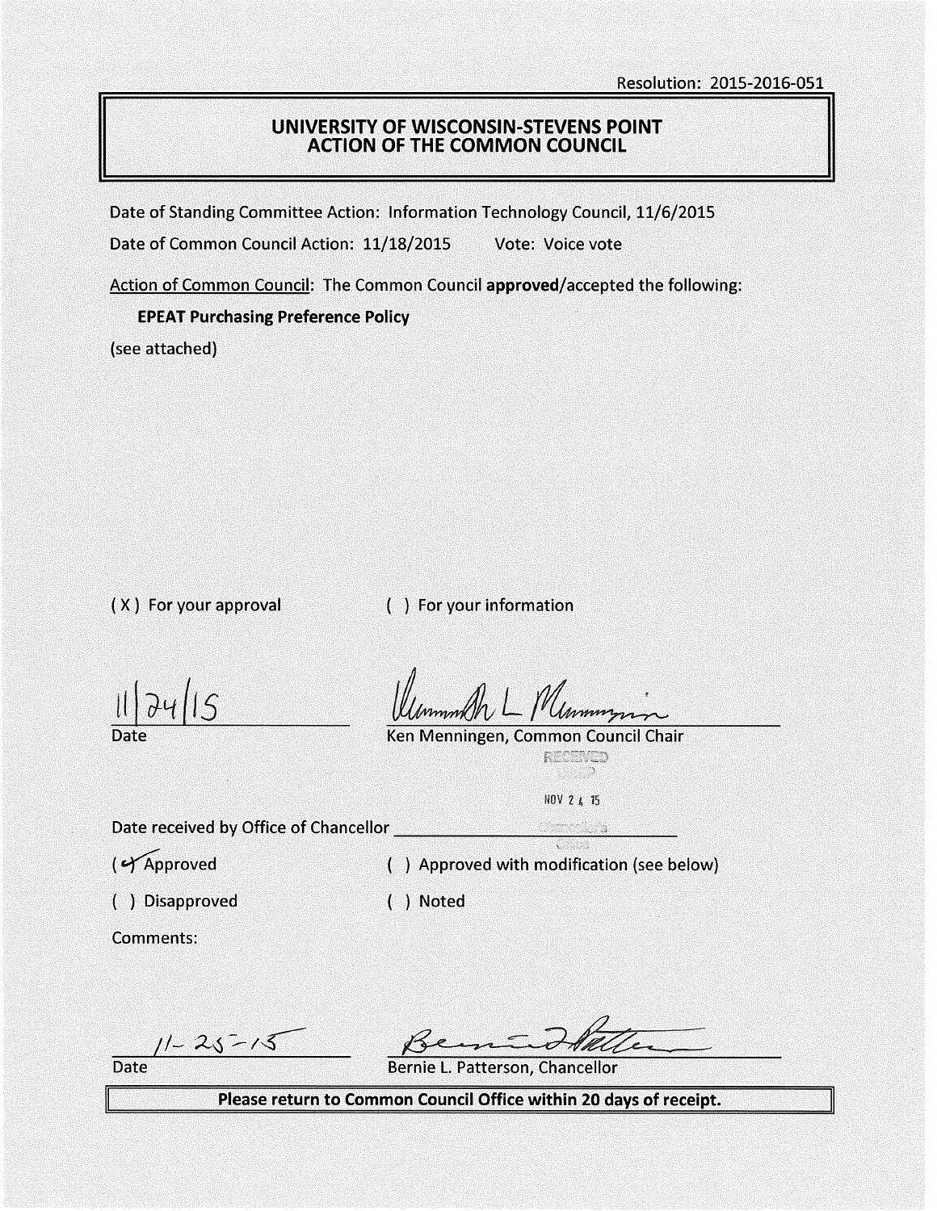Resolution: 2015-2016-051

## UNIVERSITY OF WISCONSIN-STEVENS POINT
## ACTION OF THE COMMON COUNCIL

Date of Standing Committee Action: Information Technology Council, 11/6/2015

Date of Common Council Action: 11/18/2015 Vote: Voice vote

Action of Common Council: The Common Council **approved**/accepted the following:

**EPEAT Purchasing Preference Policy**

(see attached)

( X ) For your approval ( ) For your information

11/24/15
Date

Ken Menningen, Common Council Chair

RECEIVED
NOV 24 15

Date received by Office of Chancellor ______________________

( ✓ ) Approved ( ) Approved with modification (see below)

( ) Disapproved ( ) Noted

Comments:

11-25-15
Date

Bernie L. Patterson, Chancellor

**Please return to Common Council Office within 20 days of receipt.**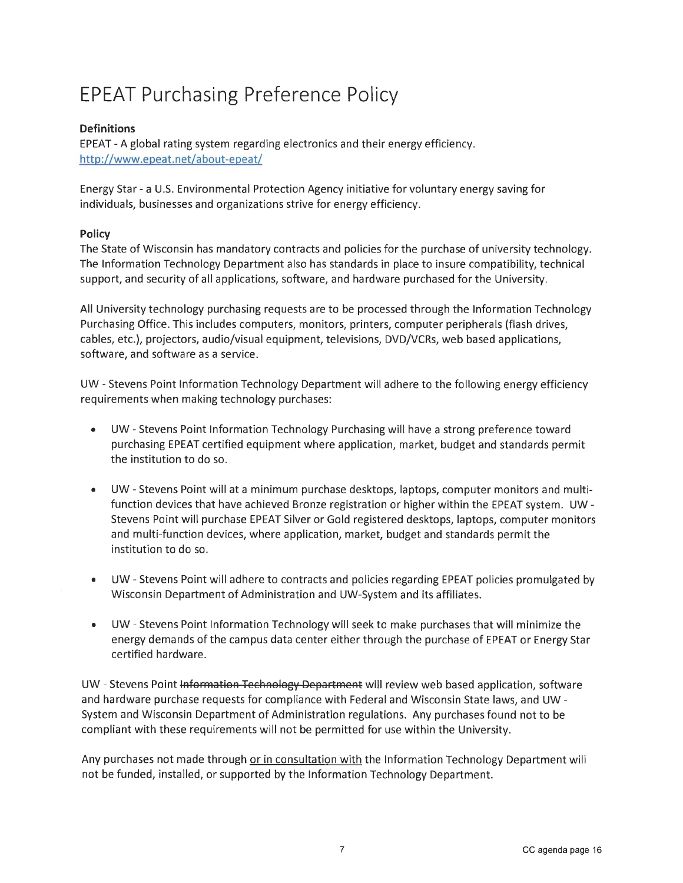# EPEAT Purchasing Preference Policy

**Definitions**

EPEAT - A global rating system regarding electronics and their energy efficiency.
http://www.epeat.net/about-epeat/

Energy Star - a U.S. Environmental Protection Agency initiative for voluntary energy saving for individuals, businesses and organizations strive for energy efficiency.

**Policy**

The State of Wisconsin has mandatory contracts and policies for the purchase of university technology. The Information Technology Department also has standards in place to insure compatibility, technical support, and security of all applications, software, and hardware purchased for the University.

All University technology purchasing requests are to be processed through the Information Technology Purchasing Office. This includes computers, monitors, printers, computer peripherals (flash drives, cables, etc.), projectors, audio/visual equipment, televisions, DVD/VCRs, web based applications, software, and software as a service.

UW - Stevens Point Information Technology Department will adhere to the following energy efficiency requirements when making technology purchases:

- UW - Stevens Point Information Technology Purchasing will have a strong preference toward purchasing EPEAT certified equipment where application, market, budget and standards permit the institution to do so.
- UW - Stevens Point will at a minimum purchase desktops, laptops, computer monitors and multi-function devices that have achieved Bronze registration or higher within the EPEAT system. UW - Stevens Point will purchase EPEAT Silver or Gold registered desktops, laptops, computer monitors and multi-function devices, where application, market, budget and standards permit the institution to do so.
- UW - Stevens Point will adhere to contracts and policies regarding EPEAT policies promulgated by Wisconsin Department of Administration and UW-System and its affiliates.
- UW - Stevens Point Information Technology will seek to make purchases that will minimize the energy demands of the campus data center either through the purchase of EPEAT or Energy Star certified hardware.

UW - Stevens Point ~~Information Technology Department~~ will review web based application, software and hardware purchase requests for compliance with Federal and Wisconsin State laws, and UW - System and Wisconsin Department of Administration regulations. Any purchases found not to be compliant with these requirements will not be permitted for use within the University.

Any purchases not made through <u>or in consultation with</u> the Information Technology Department will not be funded, installed, or supported by the Information Technology Department.